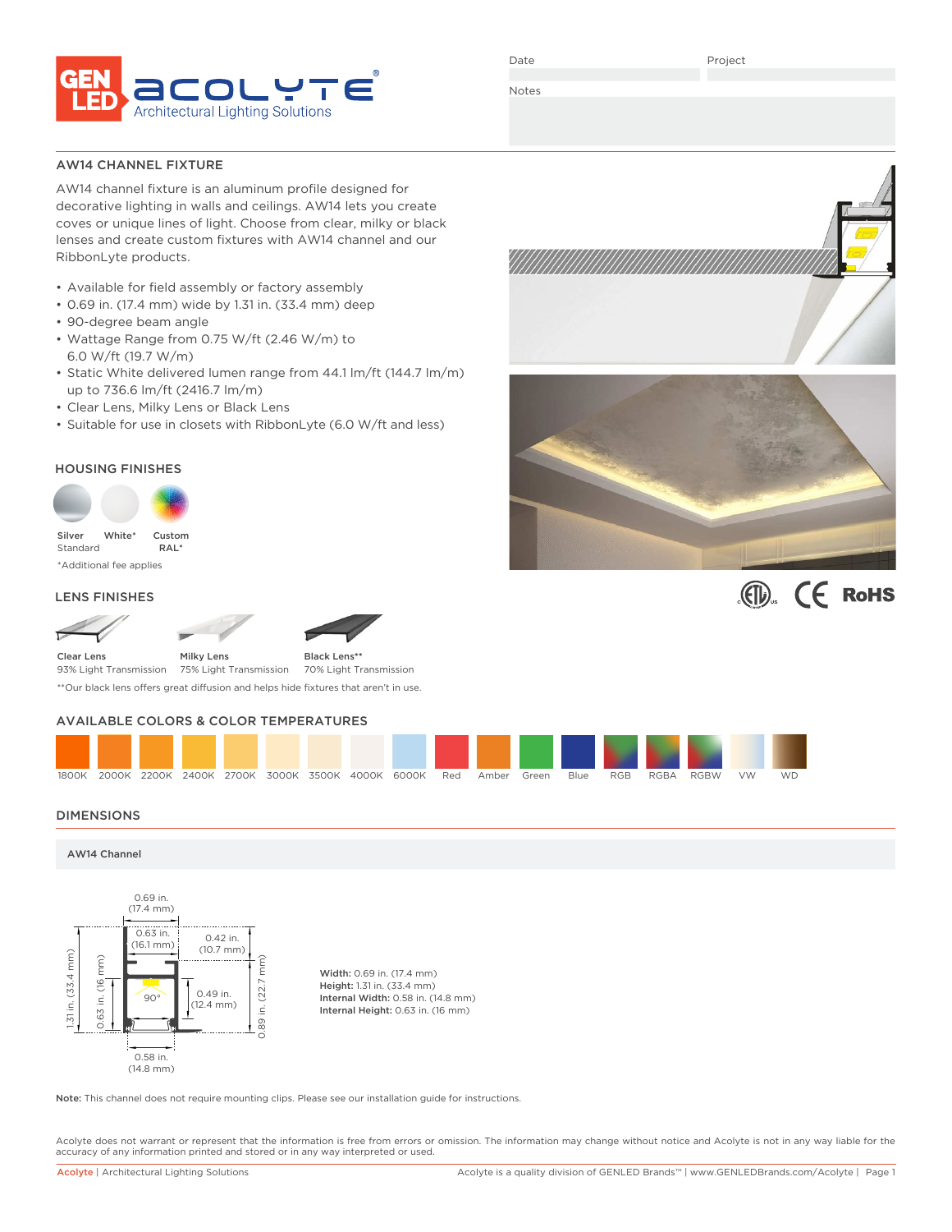Date

Project

Notes

## AW14 CHANNEL FIXTURE

AW14 channel fixture is an aluminum profile designed for decorative lighting in walls and ceilings. AW14 lets you create coves or unique lines of light. Choose from clear, milky or black lenses and create custom fixtures with AW14 channel and our RibbonLyte products.

- Available for field assembly or factory assembly
- 0.69 in. (17.4 mm) wide by 1.31 in. (33.4 mm) deep
- 90-degree beam angle
- Wattage Range from 0.75 W/ft (2.46 W/m) to 6.0 W/ft (19.7 W/m)
- Static White delivered lumen range from 44.1 lm/ft (144.7 lm/m) up to 736.6 lm/ft (2416.7 lm/m)
- Clear Lens, Milky Lens or Black Lens
- Suitable for use in closets with RibbonLyte (6.0 W/ft and less)

### HOUSING FINISHES

Silver Standard | White* | Custom RAL*

*Additional fee applies

### LENS FINISHES

Clear Lens
93% Light Transmission

Milky Lens
75% Light Transmission

Black Lens**
70% Light Transmission

**Our black lens offers great diffusion and helps hide fixtures that aren't in use.

### AVAILABLE COLORS & COLOR TEMPERATURES

1800K | 2000K | 2200K | 2400K | 2700K | 3000K | 3500K | 4000K | 6000K | Red | Amber | Green | Blue | RGB | RGBA | RGBW | VW | WD

### DIMENSIONS

**AW14 Channel**

0.69 in. (17.4 mm)
0.63 in. (16.1 mm)
0.42 in. (10.7 mm)
1.31 in. (33.4 mm)
0.63 in. (16 mm)
90°
0.49 in. (12.4 mm)
0.89 in. (22.7 mm)
0.58 in. (14.8 mm)

**Width:** 0.69 in. (17.4 mm)
**Height:** 1.31 in. (33.4 mm)
**Internal Width:** 0.58 in. (14.8 mm)
**Internal Height:** 0.63 in. (16 mm)

**Note:** This channel does not require mounting clips. Please see our installation guide for instructions.

Acolyte does not warrant or represent that the information is free from errors or omission. The information may change without notice and Acolyte is not in any way liable for the accuracy of any information printed and stored or in any way interpreted or used.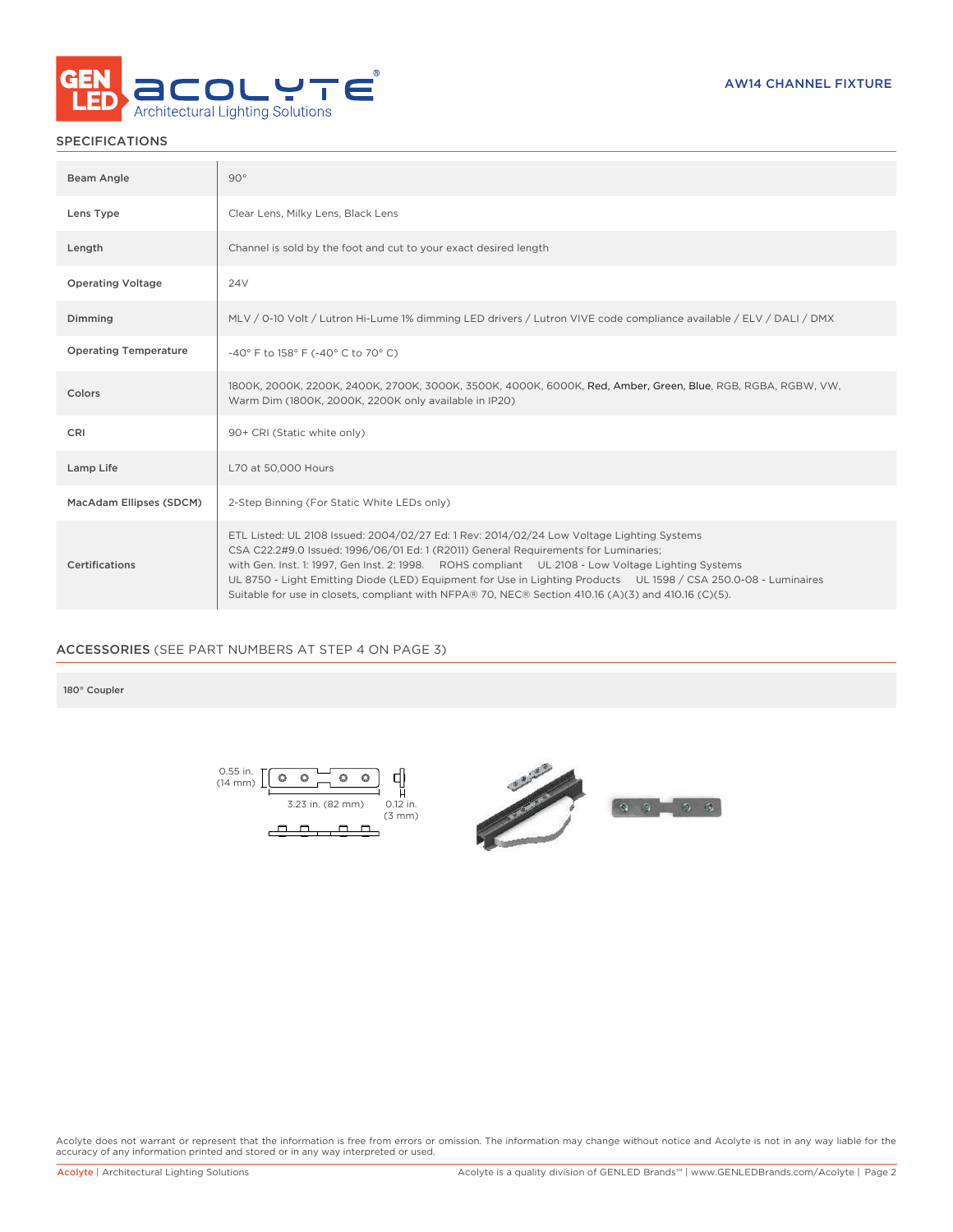AW14 CHANNEL FIXTURE

## SPECIFICATIONS

| | |
|---|---|
| Beam Angle | 90° |
| Lens Type | Clear Lens, Milky Lens, Black Lens |
| Length | Channel is sold by the foot and cut to your exact desired length |
| Operating Voltage | 24V |
| Dimming | MLV / 0-10 Volt / Lutron Hi-Lume 1% dimming LED drivers / Lutron VIVE code compliance available / ELV / DALI / DMX |
| Operating Temperature | -40° F to 158° F (-40° C to 70° C) |
| Colors | 1800K, 2000K, 2200K, 2400K, 2700K, 3000K, 3500K, 4000K, 6000K, Red, Amber, Green, Blue, RGB, RGBA, RGBW, VW, Warm Dim (1800K, 2000K, 2200K only available in IP20) |
| CRI | 90+ CRI (Static white only) |
| Lamp Life | L70 at 50,000 Hours |
| MacAdam Ellipses (SDCM) | 2-Step Binning (For Static White LEDs only) |
| Certifications | ETL Listed: UL 2108 Issued: 2004/02/27 Ed: 1 Rev: 2014/02/24 Low Voltage Lighting Systems CSA C22.2#9.0 Issued: 1996/06/01 Ed: 1 (R2011) General Requirements for Luminaries; with Gen. Inst. 1: 1997, Gen Inst. 2: 1998. ROHS compliant UL 2108 - Low Voltage Lighting Systems UL 8750 - Light Emitting Diode (LED) Equipment for Use in Lighting Products UL 1598 / CSA 250.0-08 - Luminaires Suitable for use in closets, compliant with NFPA® 70, NEC® Section 410.16 (A)(3) and 410.16 (C)(5). |

## ACCESSORIES (SEE PART NUMBERS AT STEP 4 ON PAGE 3)

**180° Coupler**

0.55 in. (14 mm)

3.23 in. (82 mm)

0.12 in. (3 mm)

Acolyte does not warrant or represent that the information is free from errors or omission. The information may change without notice and Acolyte is not in any way liable for the accuracy of any information printed and stored or in any way interpreted or used.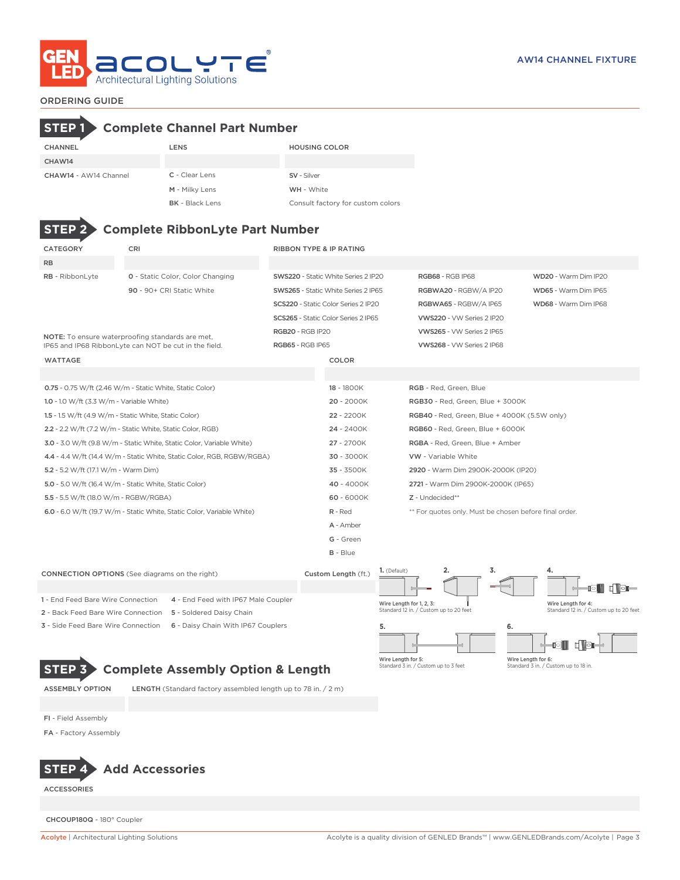# AW14 CHANNEL FIXTURE

## ORDERING GUIDE

### STEP 1 Complete Channel Part Number

| CHANNEL | LENS | HOUSING COLOR |
|---|---|---|
| CHAW14 | | |
| **CHAW14** - AW14 Channel | **C** - Clear Lens | **SV** - Silver |
| | **M** - Milky Lens | **WH** - White |
| | **BK** - Black Lens | Consult factory for custom colors |

### STEP 2 Complete RibbonLyte Part Number

| CATEGORY | CRI | RIBBON TYPE & IP RATING | | |
|---|---|---|---|---|
| RB | | | | |
| **RB** - RibbonLyte | **0** - Static Color, Color Changing | **SWS220** - Static White Series 2 IP20 | **RGB68** - RGB IP68 | **WD20** - Warm Dim IP20 |
| | **90** - 90+ CRI Static White | **SWS265** - Static White Series 2 IP65 | **RGBWA20** - RGBW/A IP20 | **WD65** - Warm Dim IP65 |
| | | **SCS220** - Static Color Series 2 IP20 | **RGBWA65** - RGBW/A IP65 | **WD68** - Warm Dim IP68 |
| | | **SCS265** - Static Color Series 2 IP65 | **VWS220** - VW Series 2 IP20 | |
| | | **RGB20** - RGB IP20 | **VWS265** - VW Series 2 IP65 | |
| | | **RGB65** - RGB IP65 | **VWS268** - VW Series 2 IP68 | |

**NOTE:** To ensure waterproofing standards are met, IP65 and IP68 RibbonLyte can NOT be cut in the field.

| WATTAGE | COLOR | |
|---|---|---|
| | | |
| **0.75** - 0.75 W/ft (2.46 W/m - Static White, Static Color) | **18** - 1800K | **RGB** - Red, Green, Blue |
| **1.0** - 1.0 W/ft (3.3 W/m - Variable White) | **20** - 2000K | **RGB30** - Red, Green, Blue + 3000K |
| **1.5** - 1.5 W/ft (4.9 W/m - Static White, Static Color) | **22** - 2200K | **RGB40** - Red, Green, Blue + 4000K (5.5W only) |
| **2.2** - 2.2 W/ft (7.2 W/m - Static White, Static Color, RGB) | **24** - 2400K | **RGB60** - Red, Green, Blue + 6000K |
| **3.0** - 3.0 W/ft (9.8 W/m - Static White, Static Color, Variable White) | **27** - 2700K | **RGBA** - Red, Green, Blue + Amber |
| **4.4** - 4.4 W/ft (14.4 W/m - Static White, Static Color, RGB, RGBW/RGBA) | **30** - 3000K | **VW** - Variable White |
| **5.2** - 5.2 W/ft (17.1 W/m - Warm Dim) | **35** - 3500K | **2920** - Warm Dim 2900K-2000K (IP20) |
| **5.0** - 5.0 W/ft (16.4 W/m - Static White, Static Color) | **40** - 4000K | **2721** - Warm Dim 2900K-2000K (IP65) |
| **5.5** - 5.5 W/ft (18.0 W/m - RGBW/RGBA) | **60** - 6000K | **Z** - Undecided** |
| **6.0** - 6.0 W/ft (19.7 W/m - Static White, Static Color, Variable White) | **R** - Red | ** For quotes only. Must be chosen before final order. |
| | **A** - Amber | |
| | **G** - Green | |
| | **B** - Blue | |

| CONNECTION OPTIONS (See diagrams on the right) | | Custom Length (ft.) |
|---|---|---|
| | | |
| 1 - End Feed Bare Wire Connection | 4 - End Feed with IP67 Male Coupler | |
| 2 - Back Feed Bare Wire Connection | 5 - Soldered Daisy Chain | |
| 3 - Side Feed Bare Wire Connection | 6 - Daisy Chain With IP67 Couplers | |

1. (Default) 2. 3. 4.

Wire Length for 1, 2, 3:
Standard 12 in. / Custom up to 20 feet

Wire Length for 4:
Standard 12 in. / Custom up to 20 feet

5. 6.

Wire Length for 5:
Standard 3 in. / Custom up to 3 feet

Wire Length for 6:
Standard 3 in. / Custom up to 18 in.

### STEP 3 Complete Assembly Option & Length

| ASSEMBLY OPTION | LENGTH (Standard factory assembled length up to 78 in. / 2 m) |
|---|---|
| | |
| FI - Field Assembly | |
| FA - Factory Assembly | |

### STEP 4 Add Accessories

| ACCESSORIES |
|---|
| |
| CHCOUP180Q - 180° Coupler |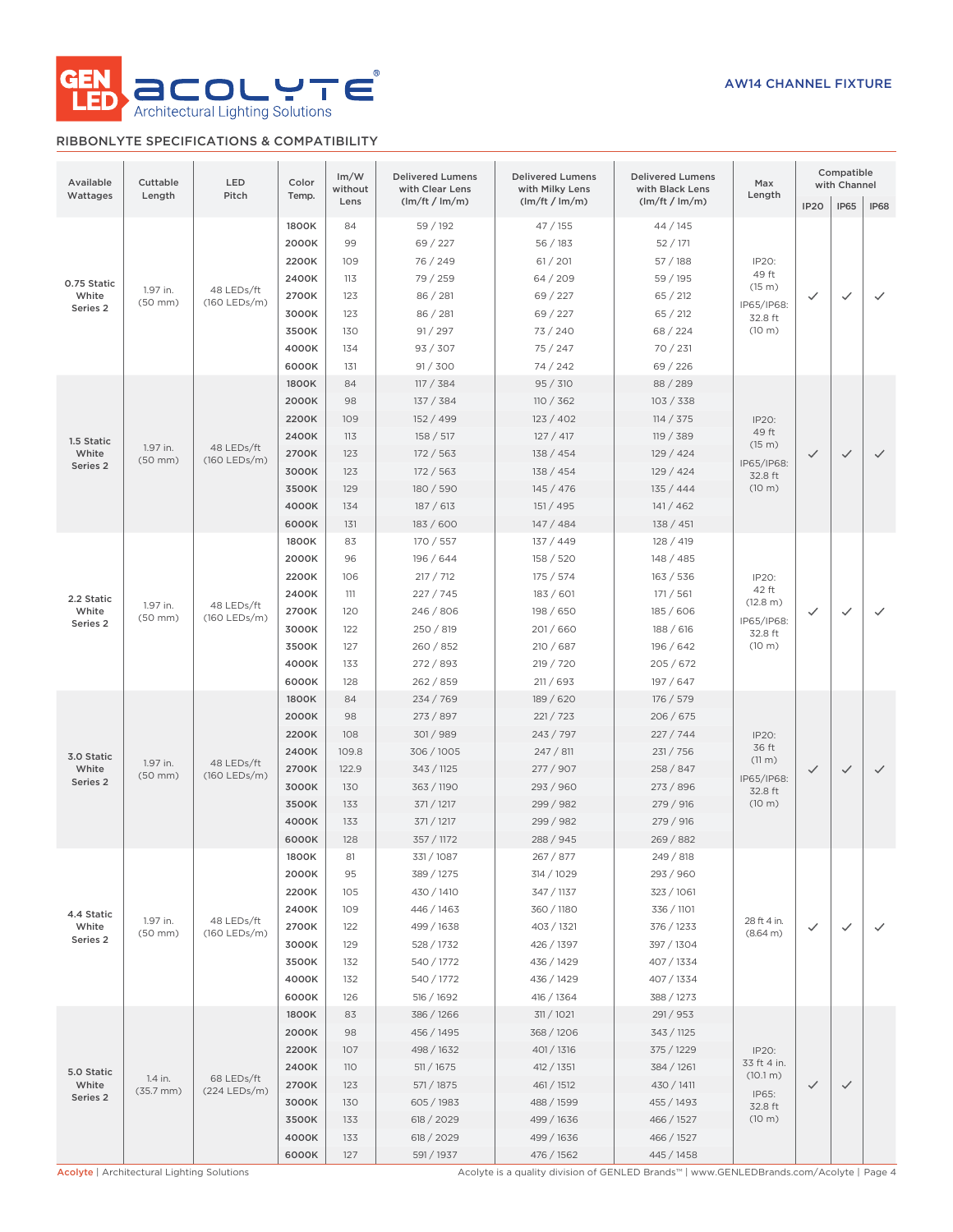AW14 CHANNEL FIXTURE

## RIBBONLYTE SPECIFICATIONS & COMPATIBILITY

| Available Wattages | Cuttable Length | LED Pitch | Color Temp. | lm/W without Lens | Delivered Lumens with Clear Lens (lm/ft / lm/m) | Delivered Lumens with Milky Lens (lm/ft / lm/m) | Delivered Lumens with Black Lens (lm/ft / lm/m) | Max Length | Compatible with Channel | | |
|---|---|---|---|---|---|---|---|---|---|---|---|
| | | | | | | | | | IP20 | IP65 | IP68 |
| 0.75 Static White Series 2 | 1.97 in. (50 mm) | 48 LEDs/ft (160 LEDs/m) | 1800K | 84 | 59 / 192 | 47 / 155 | 44 / 145 | IP20: 49 ft (15 m) IP65/IP68: 32.8 ft (10 m) | ✓ | ✓ | ✓ |
| | | | 2000K | 99 | 69 / 227 | 56 / 183 | 52 / 171 | | | | |
| | | | 2200K | 109 | 76 / 249 | 61 / 201 | 57 / 188 | | | | |
| | | | 2400K | 113 | 79 / 259 | 64 / 209 | 59 / 195 | | | | |
| | | | 2700K | 123 | 86 / 281 | 69 / 227 | 65 / 212 | | | | |
| | | | 3000K | 123 | 86 / 281 | 69 / 227 | 65 / 212 | | | | |
| | | | 3500K | 130 | 91 / 297 | 73 / 240 | 68 / 224 | | | | |
| | | | 4000K | 134 | 93 / 307 | 75 / 247 | 70 / 231 | | | | |
| | | | 6000K | 131 | 91 / 300 | 74 / 242 | 69 / 226 | | | | |
| 1.5 Static White Series 2 | 1.97 in. (50 mm) | 48 LEDs/ft (160 LEDs/m) | 1800K | 84 | 117 / 384 | 95 / 310 | 88 / 289 | IP20: 49 ft (15 m) IP65/IP68: 32.8 ft (10 m) | ✓ | ✓ | ✓ |
| | | | 2000K | 98 | 137 / 384 | 110 / 362 | 103 / 338 | | | | |
| | | | 2200K | 109 | 152 / 499 | 123 / 402 | 114 / 375 | | | | |
| | | | 2400K | 113 | 158 / 517 | 127 / 417 | 119 / 389 | | | | |
| | | | 2700K | 123 | 172 / 563 | 138 / 454 | 129 / 424 | | | | |
| | | | 3000K | 123 | 172 / 563 | 138 / 454 | 129 / 424 | | | | |
| | | | 3500K | 129 | 180 / 590 | 145 / 476 | 135 / 444 | | | | |
| | | | 4000K | 134 | 187 / 613 | 151 / 495 | 141 / 462 | | | | |
| | | | 6000K | 131 | 183 / 600 | 147 / 484 | 138 / 451 | | | | |
| 2.2 Static White Series 2 | 1.97 in. (50 mm) | 48 LEDs/ft (160 LEDs/m) | 1800K | 83 | 170 / 557 | 137 / 449 | 128 / 419 | IP20: 42 ft (12.8 m) IP65/IP68: 32.8 ft (10 m) | ✓ | ✓ | ✓ |
| | | | 2000K | 96 | 196 / 644 | 158 / 520 | 148 / 485 | | | | |
| | | | 2200K | 106 | 217 / 712 | 175 / 574 | 163 / 536 | | | | |
| | | | 2400K | 111 | 227 / 745 | 183 / 601 | 171 / 561 | | | | |
| | | | 2700K | 120 | 246 / 806 | 198 / 650 | 185 / 606 | | | | |
| | | | 3000K | 122 | 250 / 819 | 201 / 660 | 188 / 616 | | | | |
| | | | 3500K | 127 | 260 / 852 | 210 / 687 | 196 / 642 | | | | |
| | | | 4000K | 133 | 272 / 893 | 219 / 720 | 205 / 672 | | | | |
| | | | 6000K | 128 | 262 / 859 | 211 / 693 | 197 / 647 | | | | |
| 3.0 Static White Series 2 | 1.97 in. (50 mm) | 48 LEDs/ft (160 LEDs/m) | 1800K | 84 | 234 / 769 | 189 / 620 | 176 / 579 | IP20: 36 ft (11 m) IP65/IP68: 32.8 ft (10 m) | ✓ | ✓ | ✓ |
| | | | 2000K | 98 | 273 / 897 | 221 / 723 | 206 / 675 | | | | |
| | | | 2200K | 108 | 301 / 989 | 243 / 797 | 227 / 744 | | | | |
| | | | 2400K | 109.8 | 306 / 1005 | 247 / 811 | 231 / 756 | | | | |
| | | | 2700K | 122.9 | 343 / 1125 | 277 / 907 | 258 / 847 | | | | |
| | | | 3000K | 130 | 363 / 1190 | 293 / 960 | 273 / 896 | | | | |
| | | | 3500K | 133 | 371 / 1217 | 299 / 982 | 279 / 916 | | | | |
| | | | 4000K | 133 | 371 / 1217 | 299 / 982 | 279 / 916 | | | | |
| | | | 6000K | 128 | 357 / 1172 | 288 / 945 | 269 / 882 | | | | |
| 4.4 Static White Series 2 | 1.97 in. (50 mm) | 48 LEDs/ft (160 LEDs/m) | 1800K | 81 | 331 / 1087 | 267 / 877 | 249 / 818 | 28 ft 4 in. (8.64 m) | ✓ | ✓ | ✓ |
| | | | 2000K | 95 | 389 / 1275 | 314 / 1029 | 293 / 960 | | | | |
| | | | 2200K | 105 | 430 / 1410 | 347 / 1137 | 323 / 1061 | | | | |
| | | | 2400K | 109 | 446 / 1463 | 360 / 1180 | 336 / 1101 | | | | |
| | | | 2700K | 122 | 499 / 1638 | 403 / 1321 | 376 / 1233 | | | | |
| | | | 3000K | 129 | 528 / 1732 | 426 / 1397 | 397 / 1304 | | | | |
| | | | 3500K | 132 | 540 / 1772 | 436 / 1429 | 407 / 1334 | | | | |
| | | | 4000K | 132 | 540 / 1772 | 436 / 1429 | 407 / 1334 | | | | |
| | | | 6000K | 126 | 516 / 1692 | 416 / 1364 | 388 / 1273 | | | | |
| 5.0 Static White Series 2 | 1.4 in. (35.7 mm) | 68 LEDs/ft (224 LEDs/m) | 1800K | 83 | 386 / 1266 | 311 / 1021 | 291 / 953 | IP20: 33 ft 4 in. (10.1 m) IP65: 32.8 ft (10 m) | ✓ | ✓ | |
| | | | 2000K | 98 | 456 / 1495 | 368 / 1206 | 343 / 1125 | | | | |
| | | | 2200K | 107 | 498 / 1632 | 401 / 1316 | 375 / 1229 | | | | |
| | | | 2400K | 110 | 511 / 1675 | 412 / 1351 | 384 / 1261 | | | | |
| | | | 2700K | 123 | 571 / 1875 | 461 / 1512 | 430 / 1411 | | | | |
| | | | 3000K | 130 | 605 / 1983 | 488 / 1599 | 455 / 1493 | | | | |
| | | | 3500K | 133 | 618 / 2029 | 499 / 1636 | 466 / 1527 | | | | |
| | | | 4000K | 133 | 618 / 2029 | 499 / 1636 | 466 / 1527 | | | | |
| | | | 6000K | 127 | 591 / 1937 | 476 / 1562 | 445 / 1458 | | | | |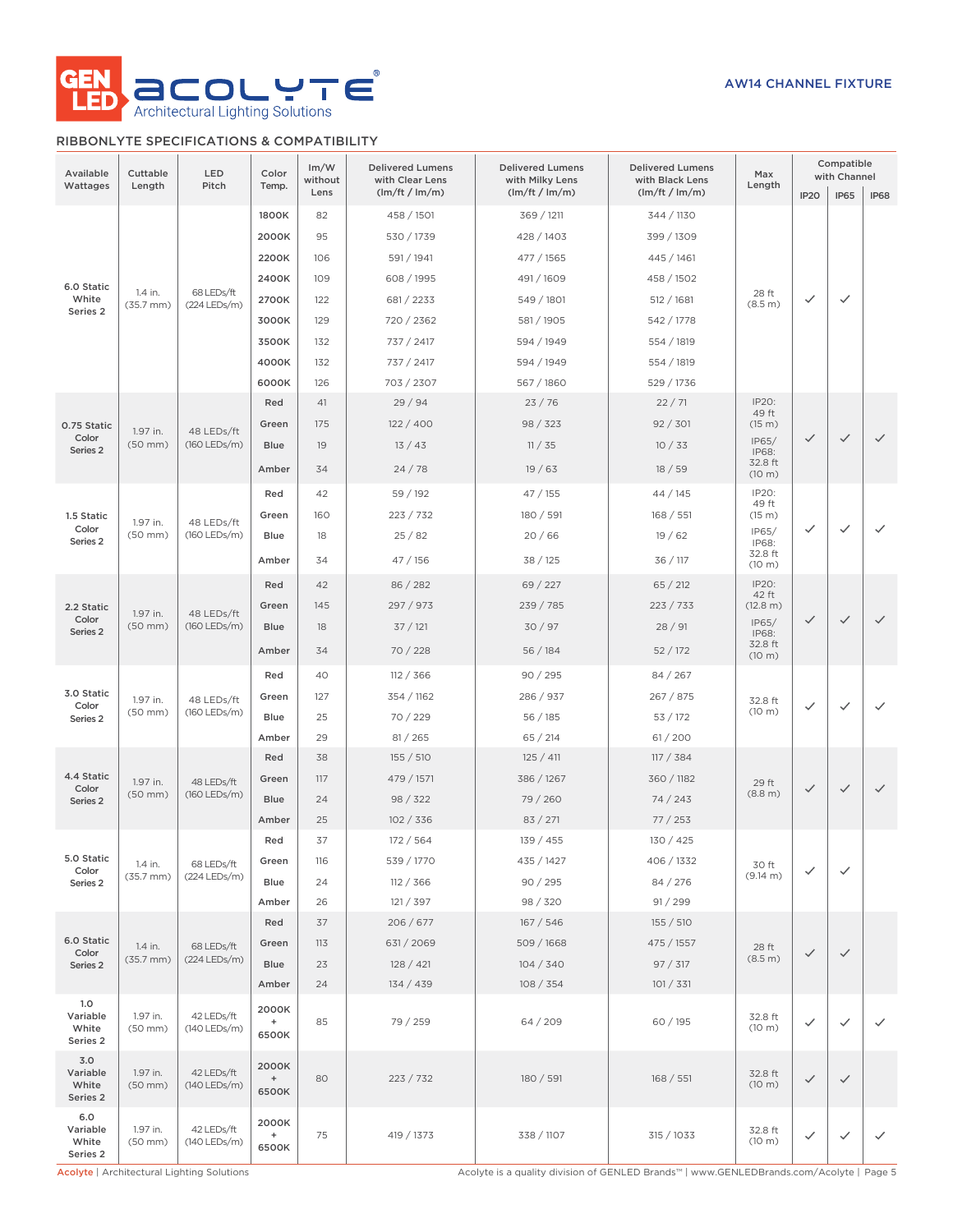AW14 CHANNEL FIXTURE

## RIBBONLYTE SPECIFICATIONS & COMPATIBILITY

| Available Wattages | Cuttable Length | LED Pitch | Color Temp. | lm/W without Lens | Delivered Lumens with Clear Lens (lm/ft / lm/m) | Delivered Lumens with Milky Lens (lm/ft / lm/m) | Delivered Lumens with Black Lens (lm/ft / lm/m) | Max Length | Compatible with Channel | | |
|---|---|---|---|---|---|---|---|---|---|---|---|
| | | | | | | | | | IP20 | IP65 | IP68 |
| 6.0 Static White Series 2 | 1.4 in. (35.7 mm) | 68 LEDs/ft (224 LEDs/m) | 1800K | 82 | 458 / 1501 | 369 / 1211 | 344 / 1130 | 28 ft (8.5 m) | ✓ | ✓ | |
| | | | 2000K | 95 | 530 / 1739 | 428 / 1403 | 399 / 1309 | | | | |
| | | | 2200K | 106 | 591 / 1941 | 477 / 1565 | 445 / 1461 | | | | |
| | | | 2400K | 109 | 608 / 1995 | 491 / 1609 | 458 / 1502 | | | | |
| | | | 2700K | 122 | 681 / 2233 | 549 / 1801 | 512 / 1681 | | | | |
| | | | 3000K | 129 | 720 / 2362 | 581 / 1905 | 542 / 1778 | | | | |
| | | | 3500K | 132 | 737 / 2417 | 594 / 1949 | 554 / 1819 | | | | |
| | | | 4000K | 132 | 737 / 2417 | 594 / 1949 | 554 / 1819 | | | | |
| | | | 6000K | 126 | 703 / 2307 | 567 / 1860 | 529 / 1736 | | | | |
| 0.75 Static Color Series 2 | 1.97 in. (50 mm) | 48 LEDs/ft (160 LEDs/m) | Red | 41 | 29 / 94 | 23 / 76 | 22 / 71 | IP20: 49 ft (15 m) IP65/ IP68: 32.8 ft (10 m) | ✓ | ✓ | ✓ |
| | | | Green | 175 | 122 / 400 | 98 / 323 | 92 / 301 | | | | |
| | | | Blue | 19 | 13 / 43 | 11 / 35 | 10 / 33 | | | | |
| | | | Amber | 34 | 24 / 78 | 19 / 63 | 18 / 59 | | | | |
| 1.5 Static Color Series 2 | 1.97 in. (50 mm) | 48 LEDs/ft (160 LEDs/m) | Red | 42 | 59 / 192 | 47 / 155 | 44 / 145 | IP20: 49 ft (15 m) IP65/ IP68: 32.8 ft (10 m) | ✓ | ✓ | ✓ |
| | | | Green | 160 | 223 / 732 | 180 / 591 | 168 / 551 | | | | |
| | | | Blue | 18 | 25 / 82 | 20 / 66 | 19 / 62 | | | | |
| | | | Amber | 34 | 47 / 156 | 38 / 125 | 36 / 117 | | | | |
| 2.2 Static Color Series 2 | 1.97 in. (50 mm) | 48 LEDs/ft (160 LEDs/m) | Red | 42 | 86 / 282 | 69 / 227 | 65 / 212 | IP20: 42 ft (12.8 m) IP65/ IP68: 32.8 ft (10 m) | ✓ | ✓ | ✓ |
| | | | Green | 145 | 297 / 973 | 239 / 785 | 223 / 733 | | | | |
| | | | Blue | 18 | 37 / 121 | 30 / 97 | 28 / 91 | | | | |
| | | | Amber | 34 | 70 / 228 | 56 / 184 | 52 / 172 | | | | |
| 3.0 Static Color Series 2 | 1.97 in. (50 mm) | 48 LEDs/ft (160 LEDs/m) | Red | 40 | 112 / 366 | 90 / 295 | 84 / 267 | 32.8 ft (10 m) | ✓ | ✓ | ✓ |
| | | | Green | 127 | 354 / 1162 | 286 / 937 | 267 / 875 | | | | |
| | | | Blue | 25 | 70 / 229 | 56 / 185 | 53 / 172 | | | | |
| | | | Amber | 29 | 81 / 265 | 65 / 214 | 61 / 200 | | | | |
| 4.4 Static Color Series 2 | 1.97 in. (50 mm) | 48 LEDs/ft (160 LEDs/m) | Red | 38 | 155 / 510 | 125 / 411 | 117 / 384 | 29 ft (8.8 m) | ✓ | ✓ | ✓ |
| | | | Green | 117 | 479 / 1571 | 386 / 1267 | 360 / 1182 | | | | |
| | | | Blue | 24 | 98 / 322 | 79 / 260 | 74 / 243 | | | | |
| | | | Amber | 25 | 102 / 336 | 83 / 271 | 77 / 253 | | | | |
| 5.0 Static Color Series 2 | 1.4 in. (35.7 mm) | 68 LEDs/ft (224 LEDs/m) | Red | 37 | 172 / 564 | 139 / 455 | 130 / 425 | 30 ft (9.14 m) | ✓ | ✓ | |
| | | | Green | 116 | 539 / 1770 | 435 / 1427 | 406 / 1332 | | | | |
| | | | Blue | 24 | 112 / 366 | 90 / 295 | 84 / 276 | | | | |
| | | | Amber | 26 | 121 / 397 | 98 / 320 | 91 / 299 | | | | |
| 6.0 Static Color Series 2 | 1.4 in. (35.7 mm) | 68 LEDs/ft (224 LEDs/m) | Red | 37 | 206 / 677 | 167 / 546 | 155 / 510 | 28 ft (8.5 m) | ✓ | ✓ | |
| | | | Green | 113 | 631 / 2069 | 509 / 1668 | 475 / 1557 | | | | |
| | | | Blue | 23 | 128 / 421 | 104 / 340 | 97 / 317 | | | | |
| | | | Amber | 24 | 134 / 439 | 108 / 354 | 101 / 331 | | | | |
| 1.0 Variable White Series 2 | 1.97 in. (50 mm) | 42 LEDs/ft (140 LEDs/m) | 2000K + 6500K | 85 | 79 / 259 | 64 / 209 | 60 / 195 | 32.8 ft (10 m) | ✓ | ✓ | ✓ |
| 3.0 Variable White Series 2 | 1.97 in. (50 mm) | 42 LEDs/ft (140 LEDs/m) | 2000K + 6500K | 80 | 223 / 732 | 180 / 591 | 168 / 551 | 32.8 ft (10 m) | ✓ | ✓ | |
| 6.0 Variable White Series 2 | 1.97 in. (50 mm) | 42 LEDs/ft (140 LEDs/m) | 2000K + 6500K | 75 | 419 / 1373 | 338 / 1107 | 315 / 1033 | 32.8 ft (10 m) | ✓ | ✓ | ✓ |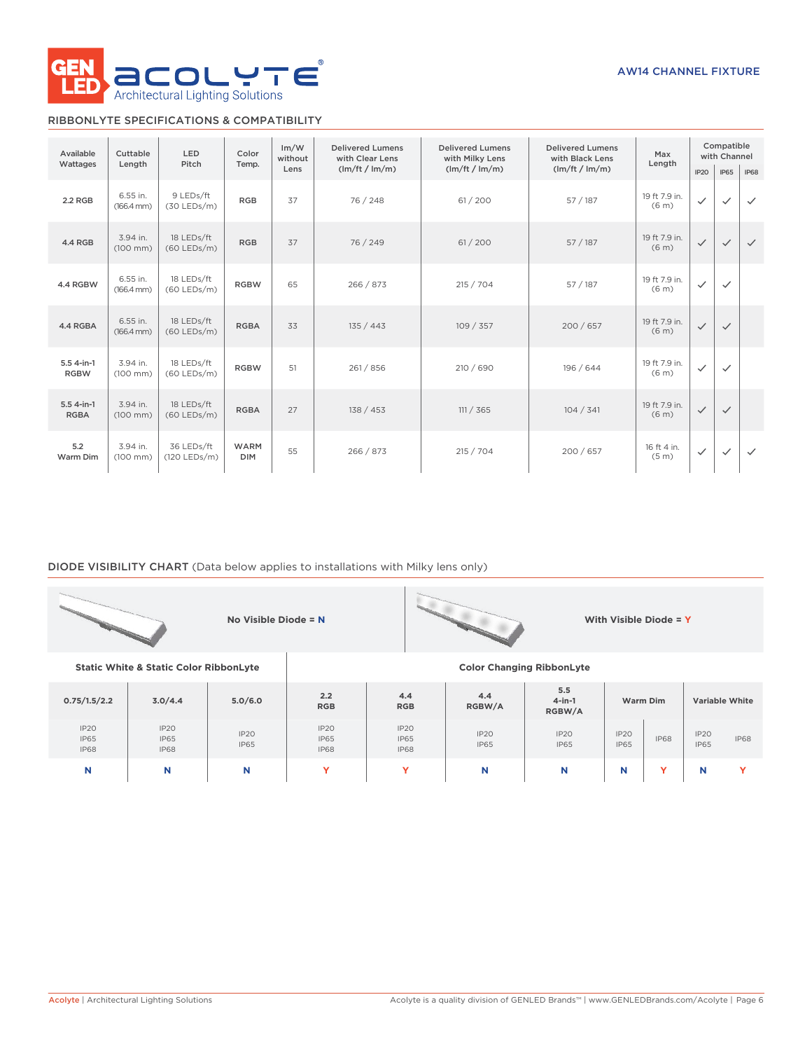AW14 CHANNEL FIXTURE

## RIBBONLYTE SPECIFICATIONS & COMPATIBILITY

| Available Wattages | Cuttable Length | LED Pitch | Color Temp. | lm/W without Lens | Delivered Lumens with Clear Lens (lm/ft / lm/m) | Delivered Lumens with Milky Lens (lm/ft / lm/m) | Delivered Lumens with Black Lens (lm/ft / lm/m) | Max Length | Compatible with Channel | | |
|---|---|---|---|---|---|---|---|---|---|---|---|
| | | | | | | | | | IP20 | IP65 | IP68 |
| 2.2 RGB | 6.55 in. (166.4 mm) | 9 LEDs/ft (30 LEDs/m) | RGB | 37 | 76 / 248 | 61 / 200 | 57 / 187 | 19 ft 7.9 in. (6 m) | ✓ | ✓ | ✓ |
| 4.4 RGB | 3.94 in. (100 mm) | 18 LEDs/ft (60 LEDs/m) | RGB | 37 | 76 / 249 | 61 / 200 | 57 / 187 | 19 ft 7.9 in. (6 m) | ✓ | ✓ | ✓ |
| 4.4 RGBW | 6.55 in. (166.4 mm) | 18 LEDs/ft (60 LEDs/m) | RGBW | 65 | 266 / 873 | 215 / 704 | 57 / 187 | 19 ft 7.9 in. (6 m) | ✓ | ✓ | |
| 4.4 RGBA | 6.55 in. (166.4 mm) | 18 LEDs/ft (60 LEDs/m) | RGBA | 33 | 135 / 443 | 109 / 357 | 200 / 657 | 19 ft 7.9 in. (6 m) | ✓ | ✓ | |
| 5.5 4-in-1 RGBW | 3.94 in. (100 mm) | 18 LEDs/ft (60 LEDs/m) | RGBW | 51 | 261 / 856 | 210 / 690 | 196 / 644 | 19 ft 7.9 in. (6 m) | ✓ | ✓ | |
| 5.5 4-in-1 RGBA | 3.94 in. (100 mm) | 18 LEDs/ft (60 LEDs/m) | RGBA | 27 | 138 / 453 | 111 / 365 | 104 / 341 | 19 ft 7.9 in. (6 m) | ✓ | ✓ | |
| 5.2 Warm Dim | 3.94 in. (100 mm) | 36 LEDs/ft (120 LEDs/m) | WARM DIM | 55 | 266 / 873 | 215 / 704 | 200 / 657 | 16 ft 4 in. (5 m) | ✓ | ✓ | ✓ |

## DIODE VISIBILITY CHART (Data below applies to installations with Milky lens only)

No Visible Diode = **N**

With Visible Diode = **Y**

| Static White & Static Color RibbonLyte | | | Color Changing RibbonLyte | | | | | | | |
|---|---|---|---|---|---|---|---|---|---|---|
| 0.75/1.5/2.2 | 3.0/4.4 | 5.0/6.0 | 2.2 RGB | 4.4 RGB | 4.4 RGBW/A | 5.5 4-in-1 RGBW/A | Warm Dim | | Variable White | |
| IP20 IP65 IP68 | IP20 IP65 IP68 | IP20 IP65 | IP20 IP65 IP68 | IP20 IP65 IP68 | IP20 IP65 | IP20 IP65 | IP20 IP65 | IP68 | IP20 IP65 | IP68 |
| N | N | N | Y | Y | N | N | N | Y | N | Y |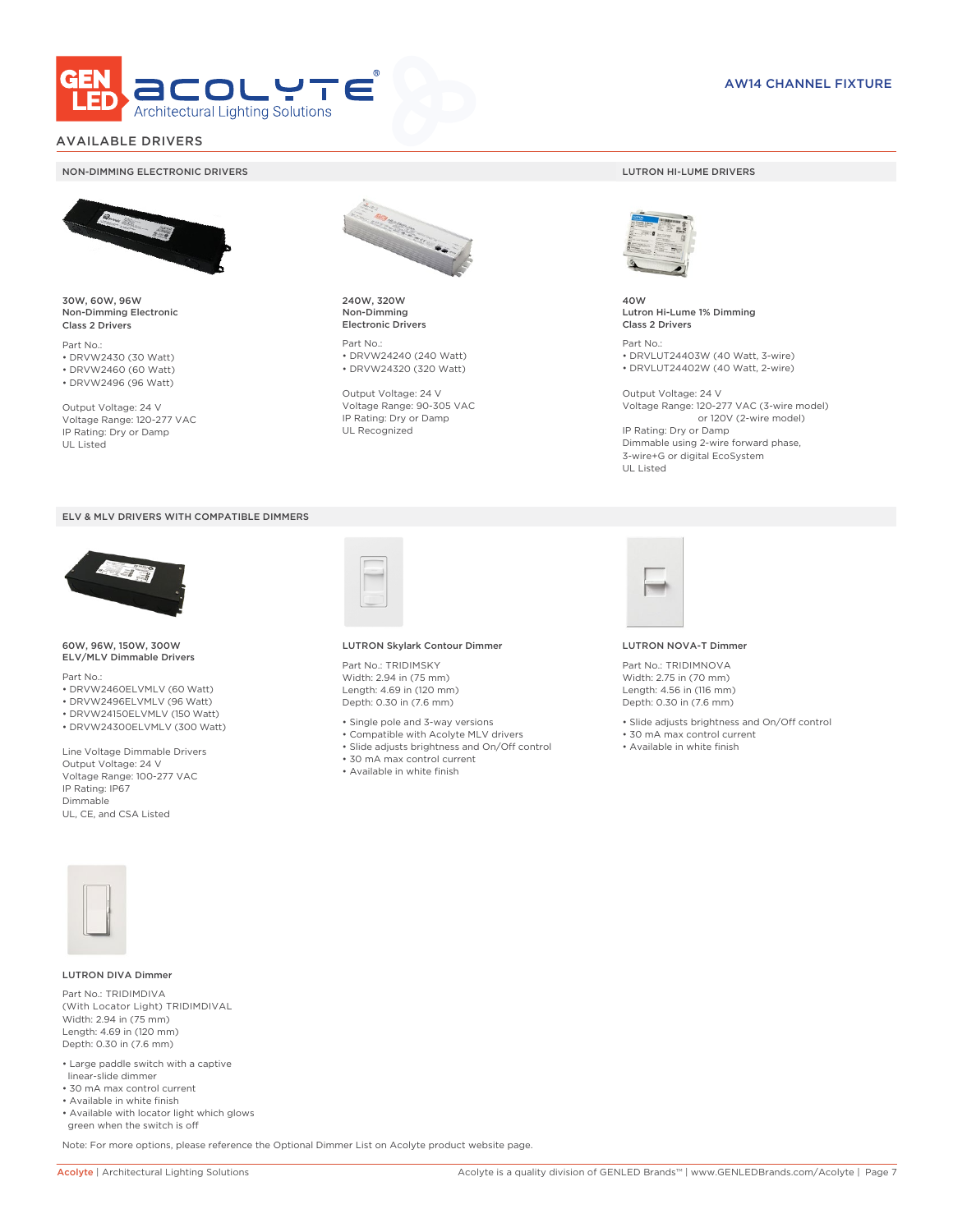AW14 CHANNEL FIXTURE

## AVAILABLE DRIVERS

### NON-DIMMING ELECTRONIC DRIVERS

**30W, 60W, 96W**
**Non-Dimming Electronic**
**Class 2 Drivers**

Part No.:
- DRVW2430 (30 Watt)
- DRVW2460 (60 Watt)
- DRVW2496 (96 Watt)

Output Voltage: 24 V
Voltage Range: 120-277 VAC
IP Rating: Dry or Damp
UL Listed

**240W, 320W**
**Non-Dimming**
**Electronic Drivers**

Part No.:
- DRVW24240 (240 Watt)
- DRVW24320 (320 Watt)

Output Voltage: 24 V
Voltage Range: 90-305 VAC
IP Rating: Dry or Damp
UL Recognized

### LUTRON HI-LUME DRIVERS

**40W**
**Lutron Hi-Lume 1% Dimming**
**Class 2 Drivers**

Part No.:
- DRVLUT24403W (40 Watt, 3-wire)
- DRVLUT24402W (40 Watt, 2-wire)

Output Voltage: 24 V
Voltage Range: 120-277 VAC (3-wire model)
or 120V (2-wire model)
IP Rating: Dry or Damp
Dimmable using 2-wire forward phase, 3-wire+G or digital EcoSystem
UL Listed

### ELV & MLV DRIVERS WITH COMPATIBLE DIMMERS

**60W, 96W, 150W, 300W**
**ELV/MLV Dimmable Drivers**

Part No.:
- DRVW2460ELVMLV (60 Watt)
- DRVW2496ELVMLV (96 Watt)
- DRVW24150ELVMLV (150 Watt)
- DRVW24300ELVMLV (300 Watt)

Line Voltage Dimmable Drivers
Output Voltage: 24 V
Voltage Range: 100-277 VAC
IP Rating: IP67
Dimmable
UL, CE, and CSA Listed

**LUTRON Skylark Contour Dimmer**

Part No.: TRIDIMSKY
Width: 2.94 in (75 mm)
Length: 4.69 in (120 mm)
Depth: 0.30 in (7.6 mm)

- Single pole and 3-way versions
- Compatible with Acolyte MLV drivers
- Slide adjusts brightness and On/Off control
- 30 mA max control current
- Available in white finish

**LUTRON NOVA-T Dimmer**

Part No.: TRIDIMNOVA
Width: 2.75 in (70 mm)
Length: 4.56 in (116 mm)
Depth: 0.30 in (7.6 mm)

- Slide adjusts brightness and On/Off control
- 30 mA max control current
- Available in white finish

**LUTRON DIVA Dimmer**

Part No.: TRIDIMDIVA
(With Locator Light) TRIDIMDIVAL
Width: 2.94 in (75 mm)
Length: 4.69 in (120 mm)
Depth: 0.30 in (7.6 mm)

- Large paddle switch with a captive linear-slide dimmer
- 30 mA max control current
- Available in white finish
- Available with locator light which glows green when the switch is off

Note: For more options, please reference the Optional Dimmer List on Acolyte product website page.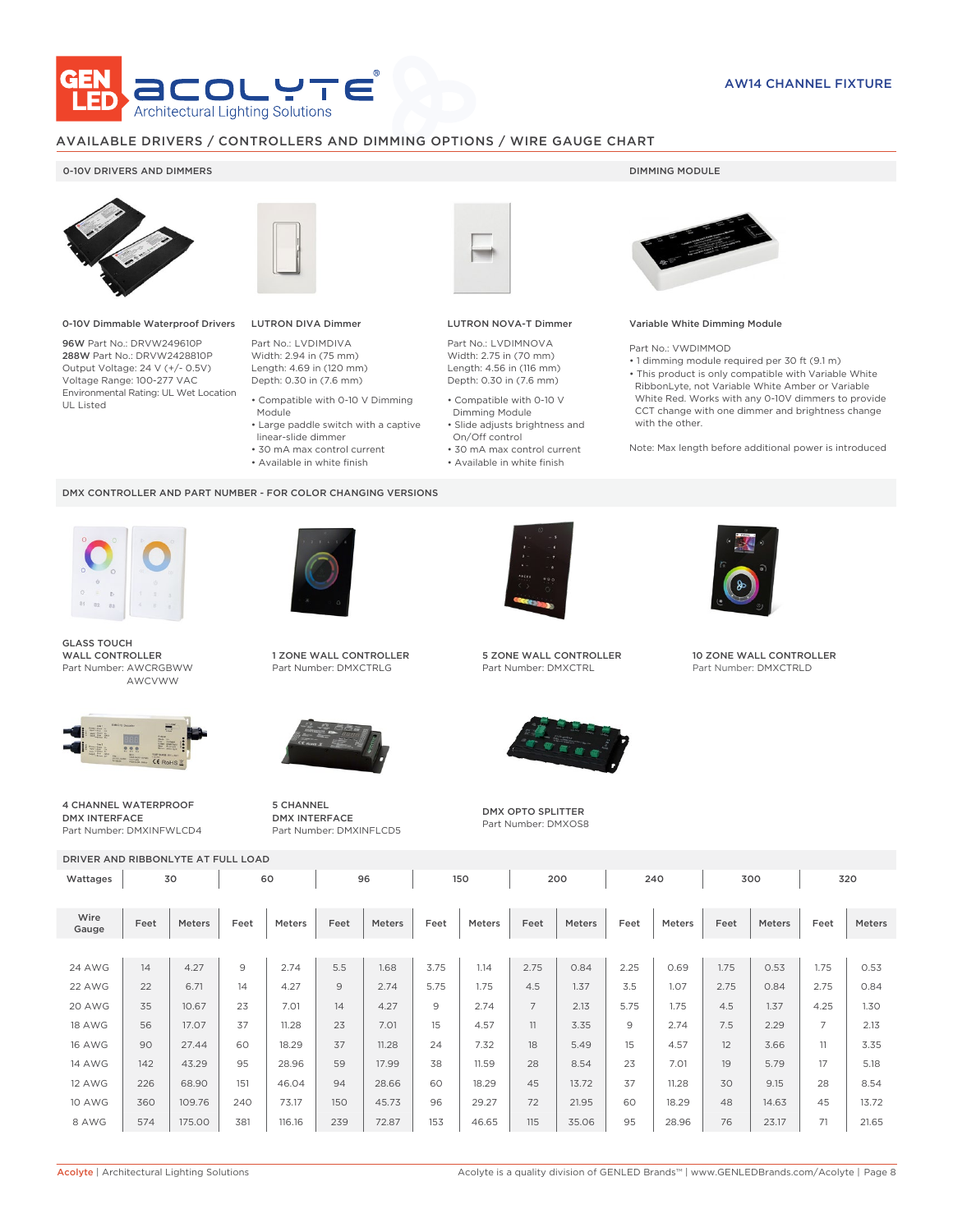AW14 CHANNEL FIXTURE

## AVAILABLE DRIVERS / CONTROLLERS AND DIMMING OPTIONS / WIRE GAUGE CHART

### 0-10V DRIVERS AND DIMMERS

**0-10V Dimmable Waterproof Drivers**

**96W** Part No.: DRVW249610P
**288W** Part No.: DRVW2428810P
Output Voltage: 24 V (+/- 0.5V)
Voltage Range: 100-277 VAC
Environmental Rating: UL Wet Location
UL Listed

**LUTRON DIVA Dimmer**

Part No.: LVDIMDIVA
Width: 2.94 in (75 mm)
Length: 4.69 in (120 mm)
Depth: 0.30 in (7.6 mm)

- Compatible with 0-10 V Dimming Module
- Large paddle switch with a captive linear-slide dimmer
- 30 mA max control current
- Available in white finish

**LUTRON NOVA-T Dimmer**

Part No.: LVDIMNOVA
Width: 2.75 in (70 mm)
Length: 4.56 in (116 mm)
Depth: 0.30 in (7.6 mm)

- Compatible with 0-10 V Dimming Module
- Slide adjusts brightness and On/Off control
- 30 mA max control current
- Available in white finish

### DIMMING MODULE

**Variable White Dimming Module**

Part No.: VWDIMMOD

- 1 dimming module required per 30 ft (9.1 m)
- This product is only compatible with Variable White RibbonLyte, not Variable White Amber or Variable White Red. Works with any 0-10V dimmers to provide CCT change with one dimmer and brightness change with the other.

Note: Max length before additional power is introduced

### DMX CONTROLLER AND PART NUMBER - FOR COLOR CHANGING VERSIONS

**GLASS TOUCH WALL CONTROLLER**
Part Number: AWCRGBWW
AWCVWW

**1 ZONE WALL CONTROLLER**
Part Number: DMXCTRLG

**5 ZONE WALL CONTROLLER**
Part Number: DMXCTRL

**10 ZONE WALL CONTROLLER**
Part Number: DMXCTRLD

**4 CHANNEL WATERPROOF DMX INTERFACE**
Part Number: DMXINFWLCD4

**5 CHANNEL DMX INTERFACE**
Part Number: DMXINFLCD5

**DMX OPTO SPLITTER**
Part Number: DMXOS8

### DRIVER AND RIBBONLYTE AT FULL LOAD

| Wattages | 30 | | 60 | | 96 | | 150 | | 200 | | 240 | | 300 | | 320 | |
|---|---|---|---|---|---|---|---|---|---|---|---|---|---|---|---|---|
| Wire Gauge | Feet | Meters | Feet | Meters | Feet | Meters | Feet | Meters | Feet | Meters | Feet | Meters | Feet | Meters | Feet | Meters |
| 24 AWG | 14 | 4.27 | 9 | 2.74 | 5.5 | 1.68 | 3.75 | 1.14 | 2.75 | 0.84 | 2.25 | 0.69 | 1.75 | 0.53 | 1.75 | 0.53 |
| 22 AWG | 22 | 6.71 | 14 | 4.27 | 9 | 2.74 | 5.75 | 1.75 | 4.5 | 1.37 | 3.5 | 1.07 | 2.75 | 0.84 | 2.75 | 0.84 |
| 20 AWG | 35 | 10.67 | 23 | 7.01 | 14 | 4.27 | 9 | 2.74 | 7 | 2.13 | 5.75 | 1.75 | 4.5 | 1.37 | 4.25 | 1.30 |
| 18 AWG | 56 | 17.07 | 37 | 11.28 | 23 | 7.01 | 15 | 4.57 | 11 | 3.35 | 9 | 2.74 | 7.5 | 2.29 | 7 | 2.13 |
| 16 AWG | 90 | 27.44 | 60 | 18.29 | 37 | 11.28 | 24 | 7.32 | 18 | 5.49 | 15 | 4.57 | 12 | 3.66 | 11 | 3.35 |
| 14 AWG | 142 | 43.29 | 95 | 28.96 | 59 | 17.99 | 38 | 11.59 | 28 | 8.54 | 23 | 7.01 | 19 | 5.79 | 17 | 5.18 |
| 12 AWG | 226 | 68.90 | 151 | 46.04 | 94 | 28.66 | 60 | 18.29 | 45 | 13.72 | 37 | 11.28 | 30 | 9.15 | 28 | 8.54 |
| 10 AWG | 360 | 109.76 | 240 | 73.17 | 150 | 45.73 | 96 | 29.27 | 72 | 21.95 | 60 | 18.29 | 48 | 14.63 | 45 | 13.72 |
| 8 AWG | 574 | 175.00 | 381 | 116.16 | 239 | 72.87 | 153 | 46.65 | 115 | 35.06 | 95 | 28.96 | 76 | 23.17 | 71 | 21.65 |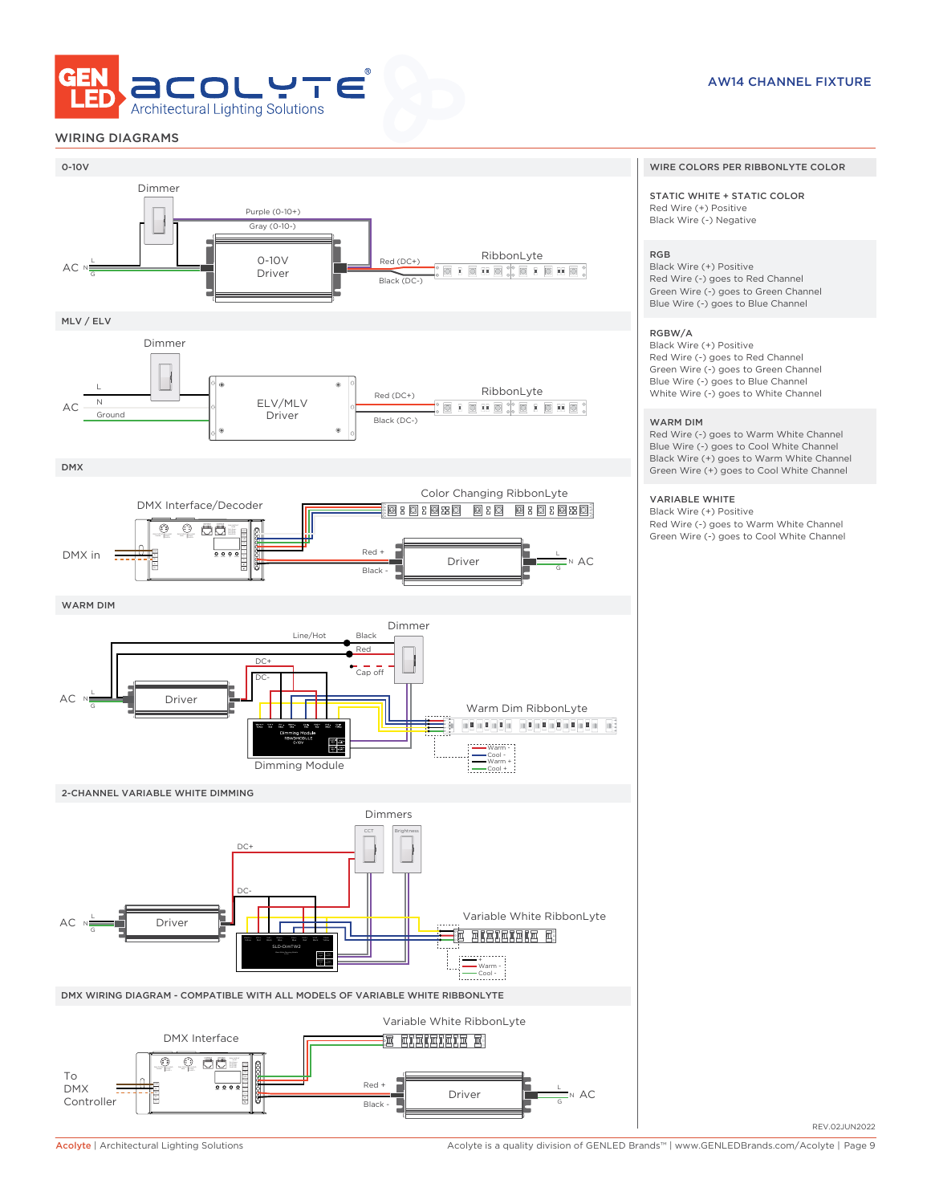# AW14 CHANNEL FIXTURE

## WIRING DIAGRAMS

### 0-10V

Dimmer

Purple (0-10+)

Gray (0-10-)

AC L N G

0-10V Driver

Red (DC+)

Black (DC-)

RibbonLyte

### MLV / ELV

Dimmer

AC L N Ground

ELV/MLV Driver

Red (DC+)

Black (DC-)

RibbonLyte

### DMX

DMX Interface/Decoder

Color Changing RibbonLyte

DMX in

Red +

Black -

Driver

L N AC G

### WARM DIM

Dimmer

Line/Hot

Black

Red

Cap off

DC+

DC-

AC L N G

Driver

Warm Dim RibbonLyte

Dimming Module

Warm -
Cool -
Warm +
Cool +

### 2-CHANNEL VARIABLE WHITE DIMMING

Dimmers

CCT

Brightness

DC+

DC-

AC L N G

Driver

Variable White RibbonLyte

Warm -
Cool -

### DMX WIRING DIAGRAM - COMPATIBLE WITH ALL MODELS OF VARIABLE WHITE RIBBONLYTE

Variable White RibbonLyte

DMX Interface

To DMX Controller

Red +

Black -

Driver

L N AC G

## WIRE COLORS PER RIBBONLYTE COLOR

**STATIC WHITE + STATIC COLOR**
Red Wire (+) Positive
Black Wire (-) Negative

**RGB**
Black Wire (+) Positive
Red Wire (-) goes to Red Channel
Green Wire (-) goes to Green Channel
Blue Wire (-) goes to Blue Channel

**RGBW/A**
Black Wire (+) Positive
Red Wire (-) goes to Red Channel
Green Wire (-) goes to Green Channel
Blue Wire (-) goes to Blue Channel
White Wire (-) goes to White Channel

**WARM DIM**
Red Wire (-) goes to Warm White Channel
Blue Wire (-) goes to Cool White Channel
Black Wire (+) goes to Warm White Channel
Green Wire (+) goes to Cool White Channel

**VARIABLE WHITE**
Black Wire (+) Positive
Red Wire (-) goes to Warm White Channel
Green Wire (-) goes to Cool White Channel

REV.02JUN2022